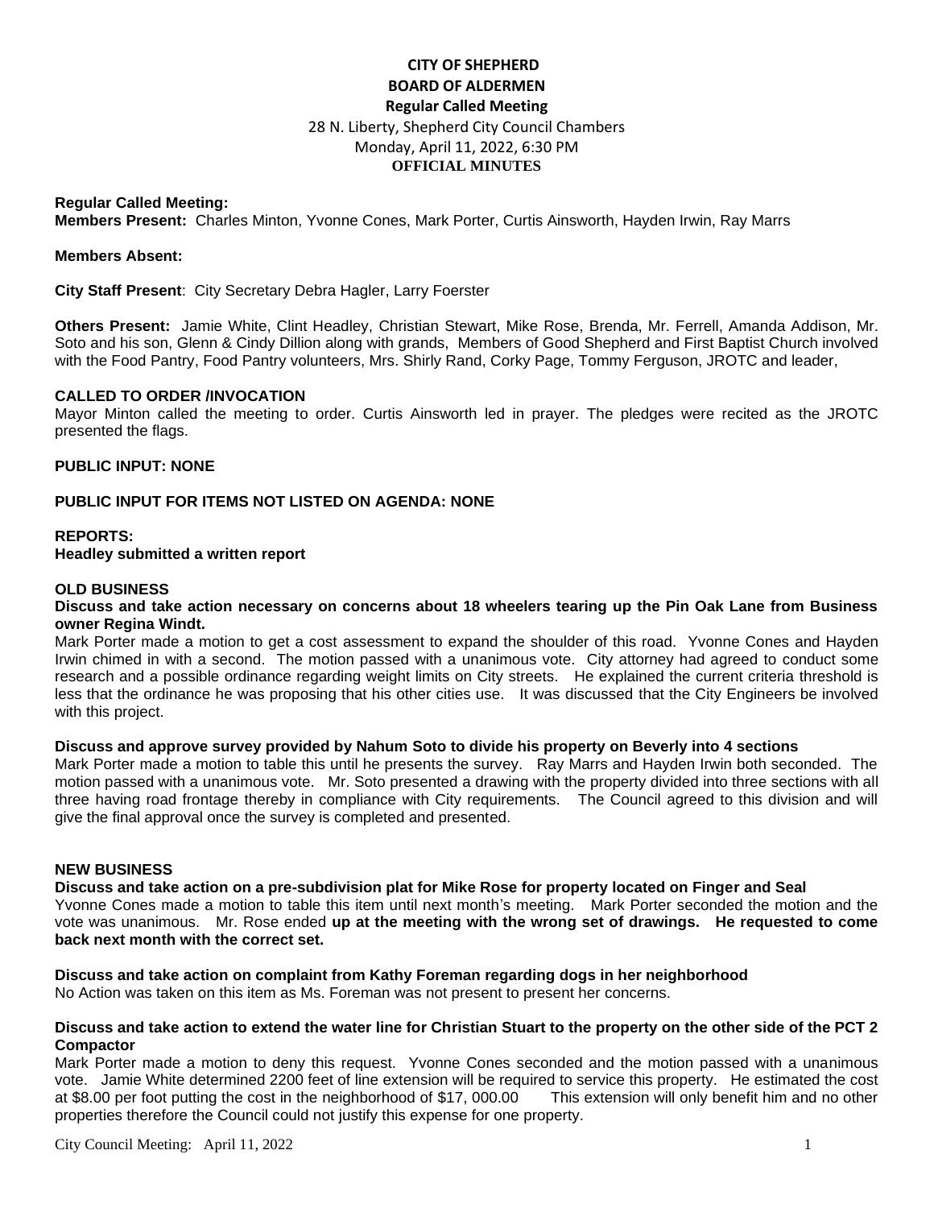# CITY OF SHEPHERD
## BOARD OF ALDERMEN
### Regular Called Meeting

28 N. Liberty, Shepherd City Council Chambers
Monday, April 11, 2022, 6:30 PM
**OFFICIAL MINUTES**

**Regular Called Meeting:**
**Members Present:** Charles Minton, Yvonne Cones, Mark Porter, Curtis Ainsworth, Hayden Irwin, Ray Marrs

**Members Absent:**

**City Staff Present**: City Secretary Debra Hagler, Larry Foerster

**Others Present:** Jamie White, Clint Headley, Christian Stewart, Mike Rose, Brenda, Mr. Ferrell, Amanda Addison, Mr. Soto and his son, Glenn & Cindy Dillion along with grands, Members of Good Shepherd and First Baptist Church involved with the Food Pantry, Food Pantry volunteers, Mrs. Shirly Rand, Corky Page, Tommy Ferguson, JROTC and leader,

**CALLED TO ORDER /INVOCATION**
Mayor Minton called the meeting to order. Curtis Ainsworth led in prayer. The pledges were recited as the JROTC presented the flags.

**PUBLIC INPUT: NONE**

**PUBLIC INPUT FOR ITEMS NOT LISTED ON AGENDA: NONE**

**REPORTS:**
**Headley submitted a written report**

**OLD BUSINESS**
**Discuss and take action necessary on concerns about 18 wheelers tearing up the Pin Oak Lane from Business owner Regina Windt.**
Mark Porter made a motion to get a cost assessment to expand the shoulder of this road. Yvonne Cones and Hayden Irwin chimed in with a second. The motion passed with a unanimous vote. City attorney had agreed to conduct some research and a possible ordinance regarding weight limits on City streets. He explained the current criteria threshold is less that the ordinance he was proposing that his other cities use. It was discussed that the City Engineers be involved with this project.

**Discuss and approve survey provided by Nahum Soto to divide his property on Beverly into 4 sections**
Mark Porter made a motion to table this until he presents the survey. Ray Marrs and Hayden Irwin both seconded. The motion passed with a unanimous vote. Mr. Soto presented a drawing with the property divided into three sections with all three having road frontage thereby in compliance with City requirements. The Council agreed to this division and will give the final approval once the survey is completed and presented.

**NEW BUSINESS**
**Discuss and take action on a pre-subdivision plat for Mike Rose for property located on Finger and Seal**
Yvonne Cones made a motion to table this item until next month's meeting. Mark Porter seconded the motion and the vote was unanimous. Mr. Rose ended **up at the meeting with the wrong set of drawings. He requested to come back next month with the correct set.**

**Discuss and take action on complaint from Kathy Foreman regarding dogs in her neighborhood**
No Action was taken on this item as Ms. Foreman was not present to present her concerns.

**Discuss and take action to extend the water line for Christian Stuart to the property on the other side of the PCT 2 Compactor**
Mark Porter made a motion to deny this request. Yvonne Cones seconded and the motion passed with a unanimous vote. Jamie White determined 2200 feet of line extension will be required to service this property. He estimated the cost at $8.00 per foot putting the cost in the neighborhood of $17, 000.00 This extension will only benefit him and no other properties therefore the Council could not justify this expense for one property.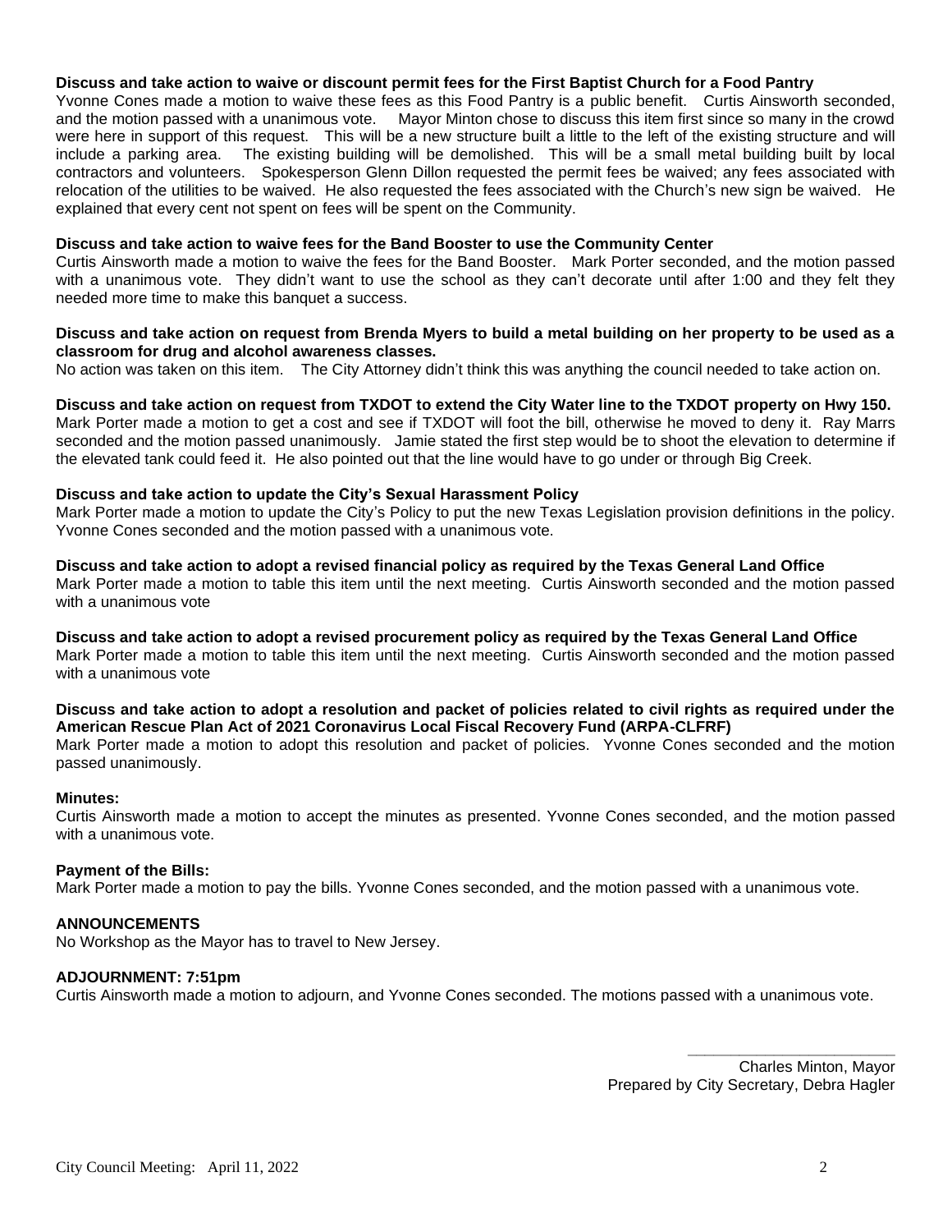**Discuss and take action to waive or discount permit fees for the First Baptist Church for a Food Pantry**

Yvonne Cones made a motion to waive these fees as this Food Pantry is a public benefit. Curtis Ainsworth seconded, and the motion passed with a unanimous vote. Mayor Minton chose to discuss this item first since so many in the crowd were here in support of this request. This will be a new structure built a little to the left of the existing structure and will include a parking area. The existing building will be demolished. This will be a small metal building built by local contractors and volunteers. Spokesperson Glenn Dillon requested the permit fees be waived; any fees associated with relocation of the utilities to be waived. He also requested the fees associated with the Church's new sign be waived. He explained that every cent not spent on fees will be spent on the Community.

**Discuss and take action to waive fees for the Band Booster to use the Community Center**

Curtis Ainsworth made a motion to waive the fees for the Band Booster. Mark Porter seconded, and the motion passed with a unanimous vote. They didn't want to use the school as they can't decorate until after 1:00 and they felt they needed more time to make this banquet a success.

**Discuss and take action on request from Brenda Myers to build a metal building on her property to be used as a classroom for drug and alcohol awareness classes.**

No action was taken on this item. The City Attorney didn't think this was anything the council needed to take action on.

**Discuss and take action on request from TXDOT to extend the City Water line to the TXDOT property on Hwy 150.**

Mark Porter made a motion to get a cost and see if TXDOT will foot the bill, otherwise he moved to deny it. Ray Marrs seconded and the motion passed unanimously. Jamie stated the first step would be to shoot the elevation to determine if the elevated tank could feed it. He also pointed out that the line would have to go under or through Big Creek.

**Discuss and take action to update the City's Sexual Harassment Policy**

Mark Porter made a motion to update the City's Policy to put the new Texas Legislation provision definitions in the policy. Yvonne Cones seconded and the motion passed with a unanimous vote.

**Discuss and take action to adopt a revised financial policy as required by the Texas General Land Office**

Mark Porter made a motion to table this item until the next meeting. Curtis Ainsworth seconded and the motion passed with a unanimous vote

**Discuss and take action to adopt a revised procurement policy as required by the Texas General Land Office**

Mark Porter made a motion to table this item until the next meeting. Curtis Ainsworth seconded and the motion passed with a unanimous vote

**Discuss and take action to adopt a resolution and packet of policies related to civil rights as required under the American Rescue Plan Act of 2021 Coronavirus Local Fiscal Recovery Fund (ARPA-CLFRF)**

Mark Porter made a motion to adopt this resolution and packet of policies. Yvonne Cones seconded and the motion passed unanimously.

**Minutes:**

Curtis Ainsworth made a motion to accept the minutes as presented. Yvonne Cones seconded, and the motion passed with a unanimous vote.

**Payment of the Bills:**

Mark Porter made a motion to pay the bills. Yvonne Cones seconded, and the motion passed with a unanimous vote.

**ANNOUNCEMENTS**

No Workshop as the Mayor has to travel to New Jersey.

**ADJOURNMENT: 7:51pm**

Curtis Ainsworth made a motion to adjourn, and Yvonne Cones seconded. The motions passed with a unanimous vote.

\_\_\_\_\_\_\_\_\_\_\_\_\_\_\_\_\_\_\_\_\_\_\_\_\_

Charles Minton, Mayor

Prepared by City Secretary, Debra Hagler